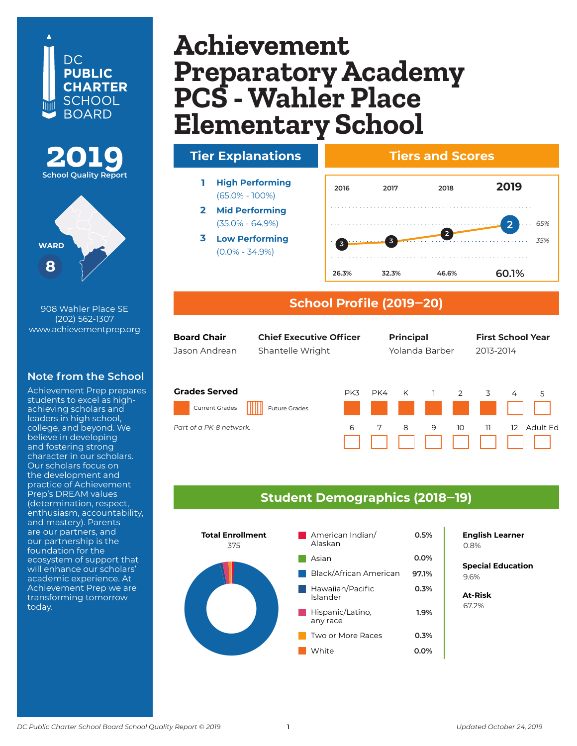DC PUBLIC CHARTER SCHOOL BOARD

**2019**
School Quality Report

WARD **8**

908 Wahler Place SE
(202) 562-1307
www.achievementprep.org

## Note from the School

Achievement Prep prepares students to excel as high-achieving scholars and leaders in high school, college, and beyond. We believe in developing and fostering strong character in our scholars. Our scholars focus on the development and practice of Achievement Prep's DREAM values (determination, respect, enthusiasm, accountability, and mastery). Parents are our partners, and our partnership is the foundation for the ecosystem of support that will enhance our scholars' academic experience. At Achievement Prep we are transforming tomorrow today.

# Achievement Preparatory Academy PCS - Wahler Place Elementary School

## Tier Explanations

1. **High Performing** (65.0% - 100%)
2. **Mid Performing** (35.0% - 64.9%)
3. **Low Performing** (0.0% - 34.9%)

## Tiers and Scores

| | 2016 | 2017 | 2018 | 2019 |
|---|---|---|---|---|
| Tier | 3 | 3 | 2 | 2 |
| Score | 26.3% | 32.3% | 46.6% | 60.1% |

## School Profile (2019–20)

| Board Chair | Chief Executive Officer | Principal | First School Year |
|---|---|---|---|
| Jason Andrean | Shantelle Wright | Yolanda Barber | 2013-2014 |

### Grades Served

Current Grades: PK3, PK4, K, 1, 2, 3

*Part of a PK-8 network.*

## Student Demographics (2018–19)

**Total Enrollment**
375

| Race/Ethnicity | Percent |
|---|---|
| American Indian/ Alaskan | 0.5% |
| Asian | 0.0% |
| Black/African American | 97.1% |
| Hawaiian/Pacific Islander | 0.3% |
| Hispanic/Latino, any race | 1.9% |
| Two or More Races | 0.3% |
| White | 0.0% |

**English Learner**
0.8%

**Special Education**
9.6%

**At-Risk**
67.2%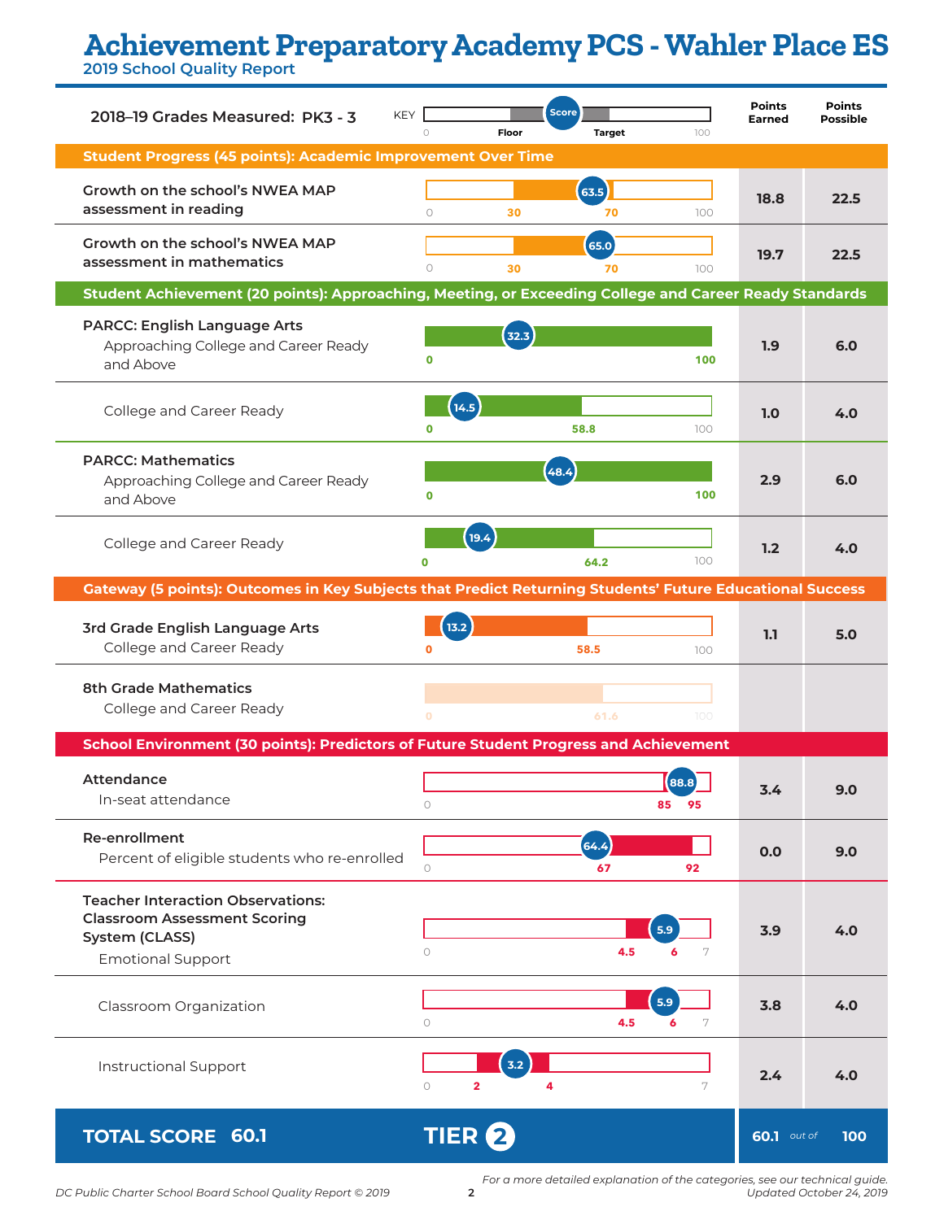# Achievement Preparatory Academy PCS - Wahler Place ES

2019 School Quality Report

**2018–19 Grades Measured: PK3 - 3**

KEY: 0 — Floor — Score — Target — 100

| Measure | Score | Floor | Target | Scale | Points Earned | Points Possible |
|---|---|---|---|---|---|---|
| **Student Progress (45 points): Academic Improvement Over Time** | | | | | | |
| Growth on the school's NWEA MAP assessment in reading | 63.5 | 30 | 70 | 0–100 | 18.8 | 22.5 |
| Growth on the school's NWEA MAP assessment in mathematics | 65.0 | 30 | 70 | 0–100 | 19.7 | 22.5 |
| **Student Achievement (20 points): Approaching, Meeting, or Exceeding College and Career Ready Standards** | | | | | | |
| PARCC: English Language Arts — Approaching College and Career Ready and Above | 32.3 | 0 | 100 | 0–100 | 1.9 | 6.0 |
| College and Career Ready | 14.5 | 0 | 58.8 | 0–100 | 1.0 | 4.0 |
| PARCC: Mathematics — Approaching College and Career Ready and Above | 48.4 | 0 | 100 | 0–100 | 2.9 | 6.0 |
| College and Career Ready | 19.4 | 0 | 64.2 | 0–100 | 1.2 | 4.0 |
| **Gateway (5 points): Outcomes in Key Subjects that Predict Returning Students' Future Educational Success** | | | | | | |
| 3rd Grade English Language Arts — College and Career Ready | 13.2 | 0 | 58.5 | 0–100 | 1.1 | 5.0 |
| 8th Grade Mathematics — College and Career Ready | | 0 | 61.6 | 0–100 | | |
| **School Environment (30 points): Predictors of Future Student Progress and Achievement** | | | | | | |
| Attendance — In-seat attendance | 88.8 | 85 | 95 | 0–100 | 3.4 | 9.0 |
| Re-enrollment — Percent of eligible students who re-enrolled | 64.4 | 67 | 92 | 0–100 | 0.0 | 9.0 |
| Teacher Interaction Observations: Classroom Assessment Scoring System (CLASS) — Emotional Support | 5.9 | 4.5 | 6 | 0–7 | 3.9 | 4.0 |
| Classroom Organization | 5.9 | 4.5 | 6 | 0–7 | 3.8 | 4.0 |
| Instructional Support | 3.2 | 2 | 4 | 0–7 | 2.4 | 4.0 |

**TOTAL SCORE 60.1** — **TIER 2** — 60.1 *out of* 100

*For a more detailed explanation of the categories, see our technical guide.*

*DC Public Charter School Board School Quality Report © 2019* — *Updated October 24, 2019*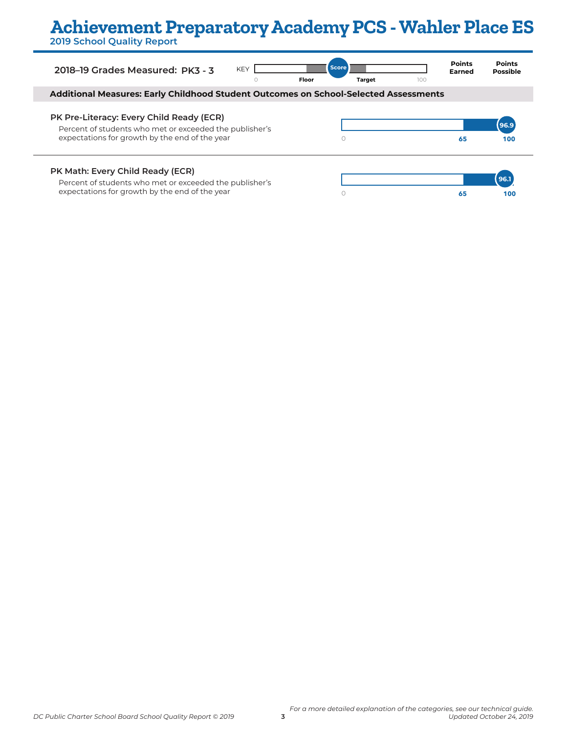# Achievement Preparatory Academy PCS - Wahler Place ES

**2019 School Quality Report**

**2018–19 Grades Measured: PK3 - 3**

KEY
0
Floor
Score
Target
100

**Points Earned** | **Points Possible**

### Additional Measures: Early Childhood Student Outcomes on School-Selected Assessments

**PK Pre-Literacy: Every Child Ready (ECR)**

Percent of students who met or exceeded the publisher's expectations for growth by the end of the year

0
65
96.9
100

**PK Math: Every Child Ready (ECR)**

Percent of students who met or exceeded the publisher's expectations for growth by the end of the year

0
65
96.1
100

*For a more detailed explanation of the categories, see our technical guide.*
*Updated October 24, 2019*